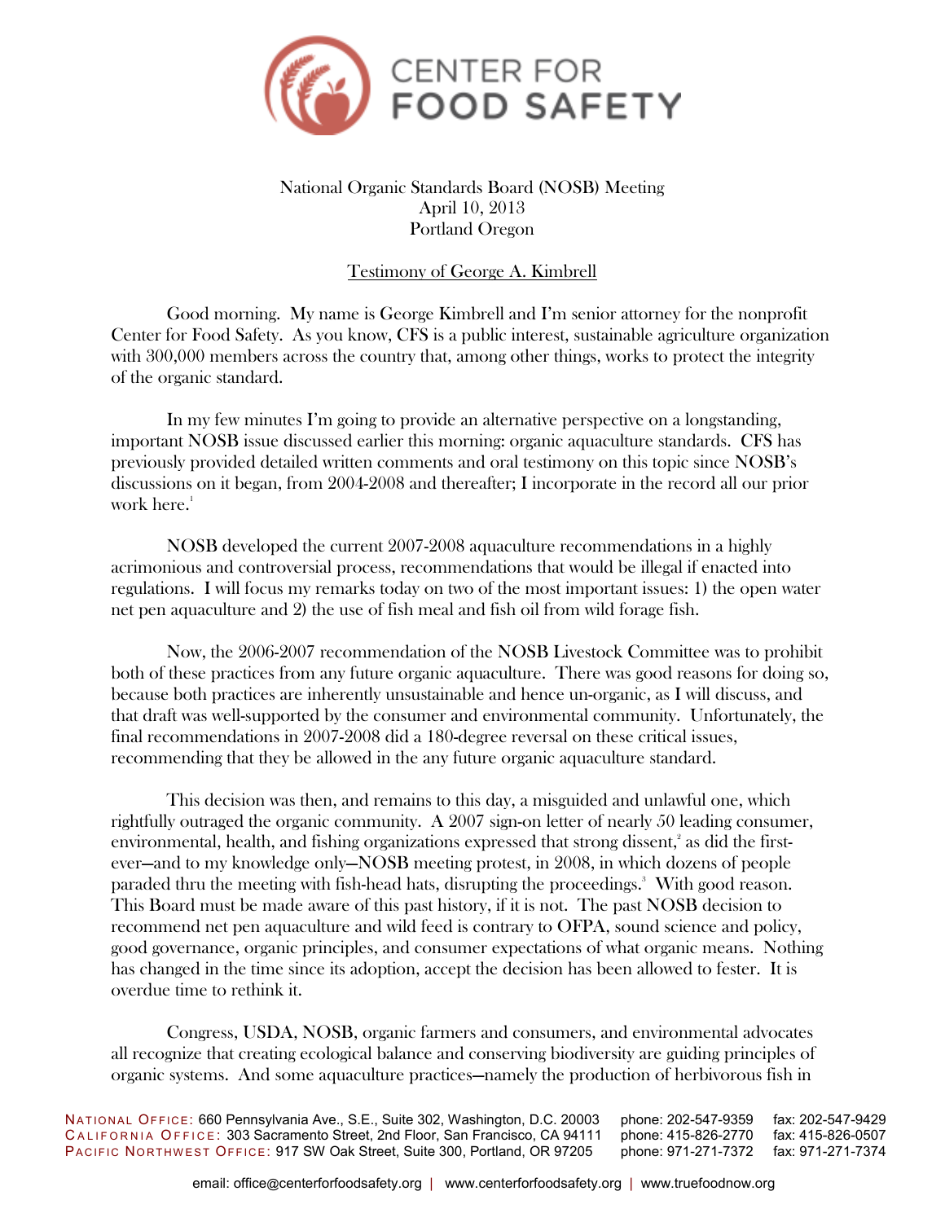National Organic Standards Board (NOSB) Meeting
April 10, 2013
Portland Oregon

Testimony of George A. Kimbrell

Good morning. My name is George Kimbrell and I'm senior attorney for the nonprofit Center for Food Safety. As you know, CFS is a public interest, sustainable agriculture organization with 300,000 members across the country that, among other things, works to protect the integrity of the organic standard.

In my few minutes I'm going to provide an alternative perspective on a longstanding, important NOSB issue discussed earlier this morning: organic aquaculture standards. CFS has previously provided detailed written comments and oral testimony on this topic since NOSB's discussions on it began, from 2004-2008 and thereafter; I incorporate in the record all our prior work here.[1]

NOSB developed the current 2007-2008 aquaculture recommendations in a highly acrimonious and controversial process, recommendations that would be illegal if enacted into regulations. I will focus my remarks today on two of the most important issues: 1) the open water net pen aquaculture and 2) the use of fish meal and fish oil from wild forage fish.

Now, the 2006-2007 recommendation of the NOSB Livestock Committee was to prohibit both of these practices from any future organic aquaculture. There was good reasons for doing so, because both practices are inherently unsustainable and hence un-organic, as I will discuss, and that draft was well-supported by the consumer and environmental community. Unfortunately, the final recommendations in 2007-2008 did a 180-degree reversal on these critical issues, recommending that they be allowed in the any future organic aquaculture standard.

This decision was then, and remains to this day, a misguided and unlawful one, which rightfully outraged the organic community. A 2007 sign-on letter of nearly 50 leading consumer, environmental, health, and fishing organizations expressed that strong dissent,[2] as did the first-ever—and to my knowledge only—NOSB meeting protest, in 2008, in which dozens of people paraded thru the meeting with fish-head hats, disrupting the proceedings.[3] With good reason. This Board must be made aware of this past history, if it is not. The past NOSB decision to recommend net pen aquaculture and wild feed is contrary to OFPA, sound science and policy, good governance, organic principles, and consumer expectations of what organic means. Nothing has changed in the time since its adoption, accept the decision has been allowed to fester. It is overdue time to rethink it.

Congress, USDA, NOSB, organic farmers and consumers, and environmental advocates all recognize that creating ecological balance and conserving biodiversity are guiding principles of organic systems. And some aquaculture practices—namely the production of herbivorous fish in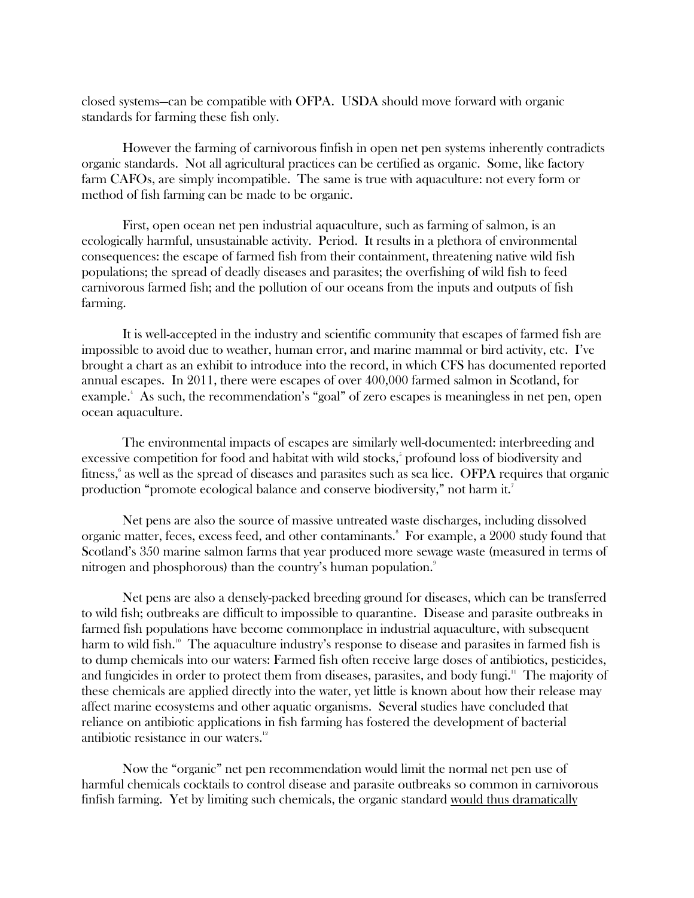closed systems—can be compatible with OFPA. USDA should move forward with organic standards for farming these fish only.

However the farming of carnivorous finfish in open net pen systems inherently contradicts organic standards. Not all agricultural practices can be certified as organic. Some, like factory farm CAFOs, are simply incompatible. The same is true with aquaculture: not every form or method of fish farming can be made to be organic.

First, open ocean net pen industrial aquaculture, such as farming of salmon, is an ecologically harmful, unsustainable activity. Period. It results in a plethora of environmental consequences: the escape of farmed fish from their containment, threatening native wild fish populations; the spread of deadly diseases and parasites; the overfishing of wild fish to feed carnivorous farmed fish; and the pollution of our oceans from the inputs and outputs of fish farming.

It is well-accepted in the industry and scientific community that escapes of farmed fish are impossible to avoid due to weather, human error, and marine mammal or bird activity, etc. I've brought a chart as an exhibit to introduce into the record, in which CFS has documented reported annual escapes. In 2011, there were escapes of over 400,000 farmed salmon in Scotland, for example.[4] As such, the recommendation's "goal" of zero escapes is meaningless in net pen, open ocean aquaculture.

The environmental impacts of escapes are similarly well-documented: interbreeding and excessive competition for food and habitat with wild stocks,[5] profound loss of biodiversity and fitness,[6] as well as the spread of diseases and parasites such as sea lice. OFPA requires that organic production "promote ecological balance and conserve biodiversity," not harm it.[7]

Net pens are also the source of massive untreated waste discharges, including dissolved organic matter, feces, excess feed, and other contaminants.[8] For example, a 2000 study found that Scotland's 350 marine salmon farms that year produced more sewage waste (measured in terms of nitrogen and phosphorous) than the country's human population.[9]

Net pens are also a densely-packed breeding ground for diseases, which can be transferred to wild fish; outbreaks are difficult to impossible to quarantine. Disease and parasite outbreaks in farmed fish populations have become commonplace in industrial aquaculture, with subsequent harm to wild fish.[10] The aquaculture industry's response to disease and parasites in farmed fish is to dump chemicals into our waters: Farmed fish often receive large doses of antibiotics, pesticides, and fungicides in order to protect them from diseases, parasites, and body fungi.[11] The majority of these chemicals are applied directly into the water, yet little is known about how their release may affect marine ecosystems and other aquatic organisms. Several studies have concluded that reliance on antibiotic applications in fish farming has fostered the development of bacterial antibiotic resistance in our waters.[12]

Now the "organic" net pen recommendation would limit the normal net pen use of harmful chemicals cocktails to control disease and parasite outbreaks so common in carnivorous finfish farming. Yet by limiting such chemicals, the organic standard <u>would thus dramatically</u>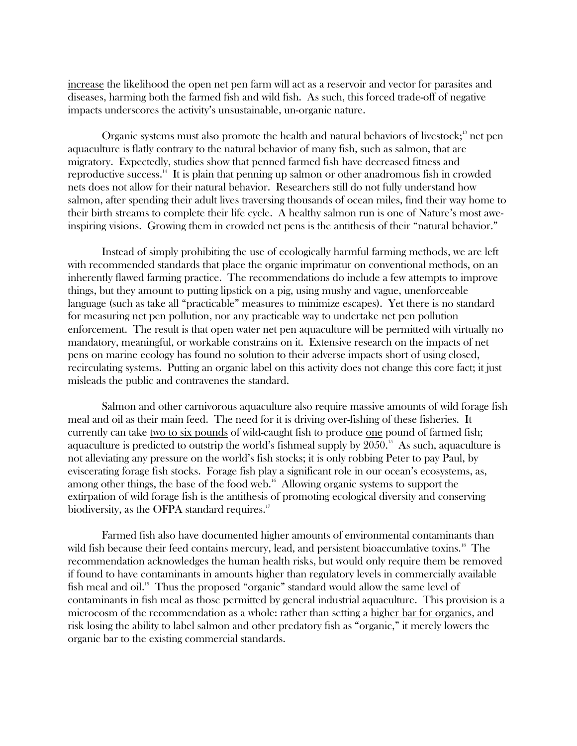increase the likelihood the open net pen farm will act as a reservoir and vector for parasites and diseases, harming both the farmed fish and wild fish. As such, this forced trade-off of negative impacts underscores the activity's unsustainable, un-organic nature.

Organic systems must also promote the health and natural behaviors of livestock;[13] net pen aquaculture is flatly contrary to the natural behavior of many fish, such as salmon, that are migratory. Expectedly, studies show that penned farmed fish have decreased fitness and reproductive success.[14] It is plain that penning up salmon or other anadromous fish in crowded nets does not allow for their natural behavior. Researchers still do not fully understand how salmon, after spending their adult lives traversing thousands of ocean miles, find their way home to their birth streams to complete their life cycle. A healthy salmon run is one of Nature's most awe-inspiring visions. Growing them in crowded net pens is the antithesis of their "natural behavior."

Instead of simply prohibiting the use of ecologically harmful farming methods, we are left with recommended standards that place the organic imprimatur on conventional methods, on an inherently flawed farming practice. The recommendations do include a few attempts to improve things, but they amount to putting lipstick on a pig, using mushy and vague, unenforceable language (such as take all "practicable" measures to minimize escapes). Yet there is no standard for measuring net pen pollution, nor any practicable way to undertake net pen pollution enforcement. The result is that open water net pen aquaculture will be permitted with virtually no mandatory, meaningful, or workable constrains on it. Extensive research on the impacts of net pens on marine ecology has found no solution to their adverse impacts short of using closed, recirculating systems. Putting an organic label on this activity does not change this core fact; it just misleads the public and contravenes the standard.

Salmon and other carnivorous aquaculture also require massive amounts of wild forage fish meal and oil as their main feed. The need for it is driving over-fishing of these fisheries. It currently can take two to six pounds of wild-caught fish to produce one pound of farmed fish; aquaculture is predicted to outstrip the world's fishmeal supply by 2050.[15] As such, aquaculture is not alleviating any pressure on the world's fish stocks; it is only robbing Peter to pay Paul, by eviscerating forage fish stocks. Forage fish play a significant role in our ocean's ecosystems, as, among other things, the base of the food web.[16] Allowing organic systems to support the extirpation of wild forage fish is the antithesis of promoting ecological diversity and conserving biodiversity, as the OFPA standard requires.[17]

Farmed fish also have documented higher amounts of environmental contaminants than wild fish because their feed contains mercury, lead, and persistent bioaccumlative toxins.[18] The recommendation acknowledges the human health risks, but would only require them be removed if found to have contaminants in amounts higher than regulatory levels in commercially available fish meal and oil.[19] Thus the proposed "organic" standard would allow the same level of contaminants in fish meal as those permitted by general industrial aquaculture. This provision is a microcosm of the recommendation as a whole: rather than setting a higher bar for organics, and risk losing the ability to label salmon and other predatory fish as "organic," it merely lowers the organic bar to the existing commercial standards.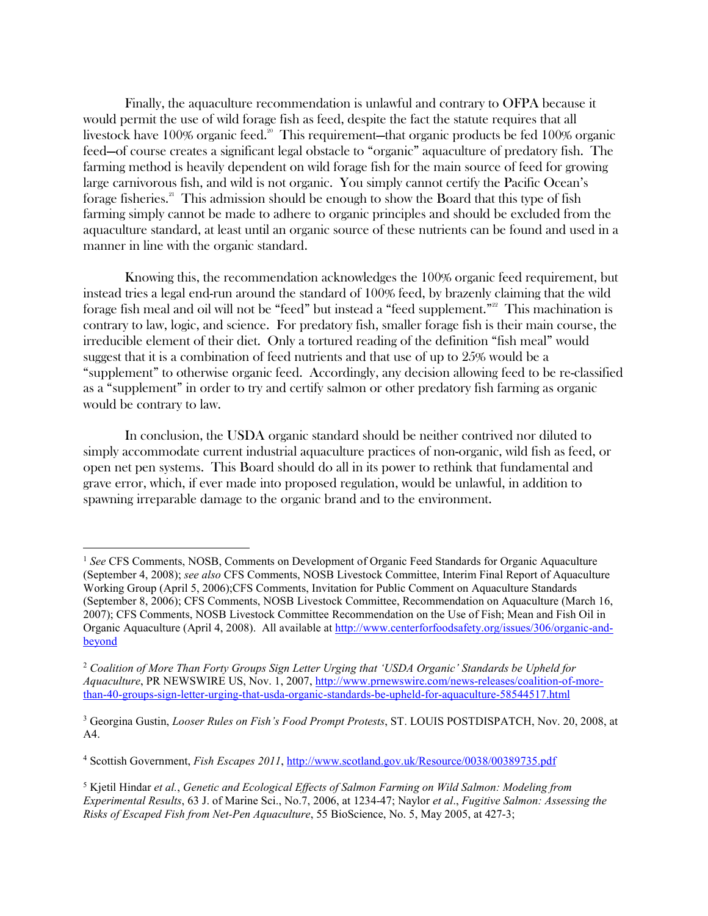Finally, the aquaculture recommendation is unlawful and contrary to OFPA because it would permit the use of wild forage fish as feed, despite the fact the statute requires that all livestock have 100% organic feed.[20] This requirement—that organic products be fed 100% organic feed—of course creates a significant legal obstacle to "organic" aquaculture of predatory fish. The farming method is heavily dependent on wild forage fish for the main source of feed for growing large carnivorous fish, and wild is not organic. You simply cannot certify the Pacific Ocean's forage fisheries.[21] This admission should be enough to show the Board that this type of fish farming simply cannot be made to adhere to organic principles and should be excluded from the aquaculture standard, at least until an organic source of these nutrients can be found and used in a manner in line with the organic standard.

Knowing this, the recommendation acknowledges the 100% organic feed requirement, but instead tries a legal end-run around the standard of 100% feed, by brazenly claiming that the wild forage fish meal and oil will not be "feed" but instead a "feed supplement."[22] This machination is contrary to law, logic, and science. For predatory fish, smaller forage fish is their main course, the irreducible element of their diet. Only a tortured reading of the definition "fish meal" would suggest that it is a combination of feed nutrients and that use of up to 25% would be a "supplement" to otherwise organic feed. Accordingly, any decision allowing feed to be re-classified as a "supplement" in order to try and certify salmon or other predatory fish farming as organic would be contrary to law.

In conclusion, the USDA organic standard should be neither contrived nor diluted to simply accommodate current industrial aquaculture practices of non-organic, wild fish as feed, or open net pen systems. This Board should do all in its power to rethink that fundamental and grave error, which, if ever made into proposed regulation, would be unlawful, in addition to spawning irreparable damage to the organic brand and to the environment.

---

[1] *See* CFS Comments, NOSB, Comments on Development of Organic Feed Standards for Organic Aquaculture (September 4, 2008); *see also* CFS Comments, NOSB Livestock Committee, Interim Final Report of Aquaculture Working Group (April 5, 2006);CFS Comments, Invitation for Public Comment on Aquaculture Standards (September 8, 2006); CFS Comments, NOSB Livestock Committee, Recommendation on Aquaculture (March 16, 2007); CFS Comments, NOSB Livestock Committee Recommendation on the Use of Fish; Mean and Fish Oil in Organic Aquaculture (April 4, 2008). All available at http://www.centerforfoodsafety.org/issues/306/organic-and-beyond

[2] *Coalition of More Than Forty Groups Sign Letter Urging that 'USDA Organic' Standards be Upheld for Aquaculture*, PR NEWSWIRE US, Nov. 1, 2007, http://www.prnewswire.com/news-releases/coalition-of-more-than-40-groups-sign-letter-urging-that-usda-organic-standards-be-upheld-for-aquaculture-58544517.html

[3] Georgina Gustin, *Looser Rules on Fish's Food Prompt Protests*, ST. LOUIS POSTDISPATCH, Nov. 20, 2008, at A4.

[4] Scottish Government, *Fish Escapes 2011*, http://www.scotland.gov.uk/Resource/0038/00389735.pdf

[5] Kjetil Hindar *et al.*, *Genetic and Ecological Effects of Salmon Farming on Wild Salmon: Modeling from Experimental Results*, 63 J. of Marine Sci., No.7, 2006, at 1234-47; Naylor *et al*., *Fugitive Salmon: Assessing the Risks of Escaped Fish from Net-Pen Aquaculture*, 55 BioScience, No. 5, May 2005, at 427-3;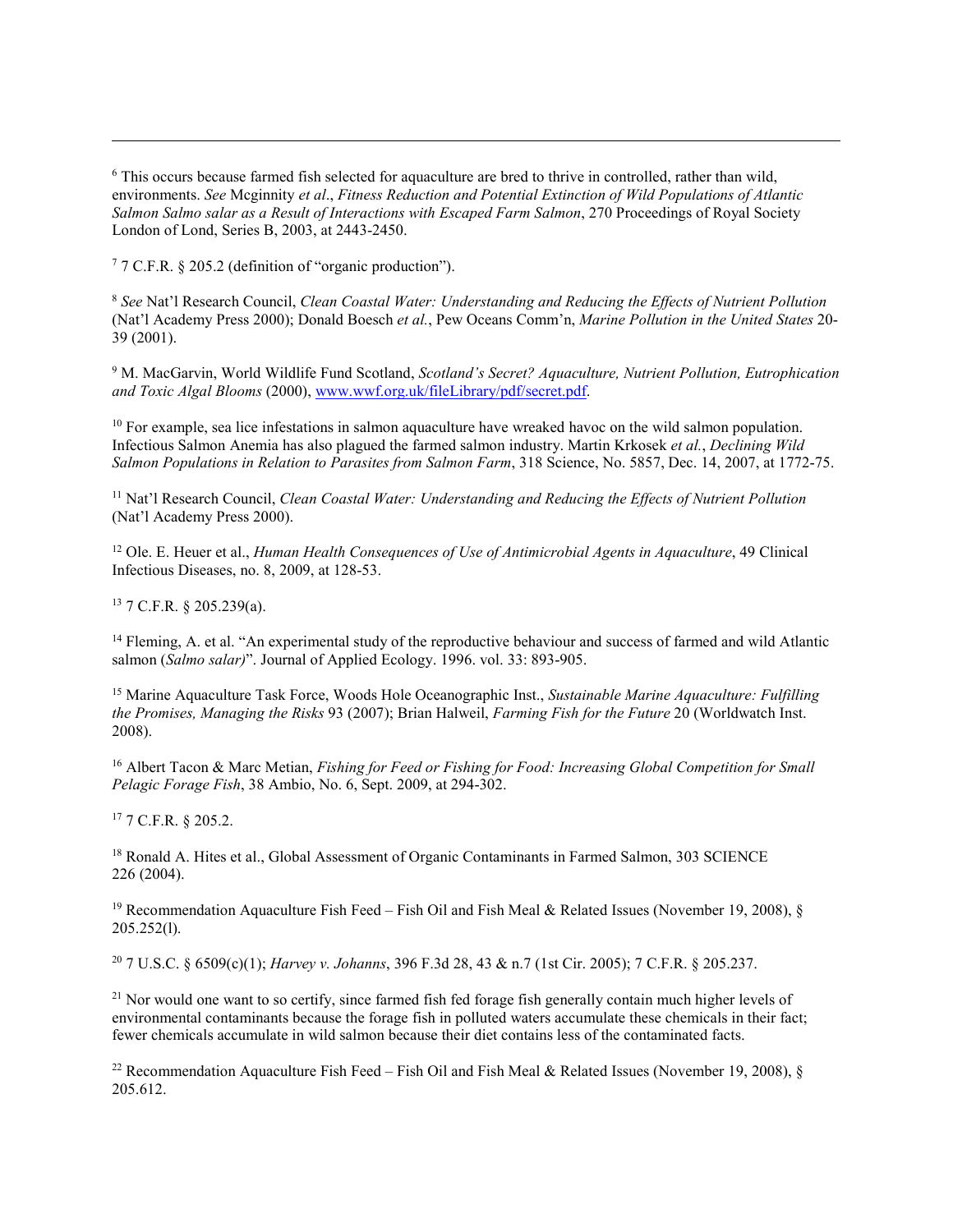[6] This occurs because farmed fish selected for aquaculture are bred to thrive in controlled, rather than wild, environments. *See* Mcginnity *et al*., *Fitness Reduction and Potential Extinction of Wild Populations of Atlantic Salmon Salmo salar as a Result of Interactions with Escaped Farm Salmon*, 270 Proceedings of Royal Society London of Lond, Series B, 2003, at 2443-2450.

[7] 7 C.F.R. § 205.2 (definition of "organic production").

[8] *See* Nat'l Research Council, *Clean Coastal Water: Understanding and Reducing the Effects of Nutrient Pollution* (Nat'l Academy Press 2000); Donald Boesch *et al.*, Pew Oceans Comm'n, *Marine Pollution in the United States* 20-39 (2001).

[9] M. MacGarvin, World Wildlife Fund Scotland, *Scotland's Secret? Aquaculture, Nutrient Pollution, Eutrophication and Toxic Algal Blooms* (2000), www.wwf.org.uk/fileLibrary/pdf/secret.pdf.

[10] For example, sea lice infestations in salmon aquaculture have wreaked havoc on the wild salmon population. Infectious Salmon Anemia has also plagued the farmed salmon industry. Martin Krkosek *et al.*, *Declining Wild Salmon Populations in Relation to Parasites from Salmon Farm*, 318 Science, No. 5857, Dec. 14, 2007, at 1772-75.

[11] Nat'l Research Council, *Clean Coastal Water: Understanding and Reducing the Effects of Nutrient Pollution* (Nat'l Academy Press 2000).

[12] Ole. E. Heuer et al., *Human Health Consequences of Use of Antimicrobial Agents in Aquaculture*, 49 Clinical Infectious Diseases, no. 8, 2009, at 128-53.

[13] 7 C.F.R. § 205.239(a).

[14] Fleming, A. et al. "An experimental study of the reproductive behaviour and success of farmed and wild Atlantic salmon (*Salmo salar)*". Journal of Applied Ecology. 1996. vol. 33: 893-905.

[15] Marine Aquaculture Task Force, Woods Hole Oceanographic Inst., *Sustainable Marine Aquaculture: Fulfilling the Promises, Managing the Risks* 93 (2007); Brian Halweil, *Farming Fish for the Future* 20 (Worldwatch Inst. 2008).

[16] Albert Tacon & Marc Metian, *Fishing for Feed or Fishing for Food: Increasing Global Competition for Small Pelagic Forage Fish*, 38 Ambio, No. 6, Sept. 2009, at 294-302.

[17] 7 C.F.R. § 205.2.

[18] Ronald A. Hites et al., Global Assessment of Organic Contaminants in Farmed Salmon, 303 SCIENCE 226 (2004).

[19] Recommendation Aquaculture Fish Feed – Fish Oil and Fish Meal & Related Issues (November 19, 2008), § 205.252(l).

[20] 7 U.S.C. § 6509(c)(1); *Harvey v. Johanns*, 396 F.3d 28, 43 & n.7 (1st Cir. 2005); 7 C.F.R. § 205.237.

[21] Nor would one want to so certify, since farmed fish fed forage fish generally contain much higher levels of environmental contaminants because the forage fish in polluted waters accumulate these chemicals in their fact; fewer chemicals accumulate in wild salmon because their diet contains less of the contaminated facts.

[22] Recommendation Aquaculture Fish Feed – Fish Oil and Fish Meal & Related Issues (November 19, 2008), § 205.612.